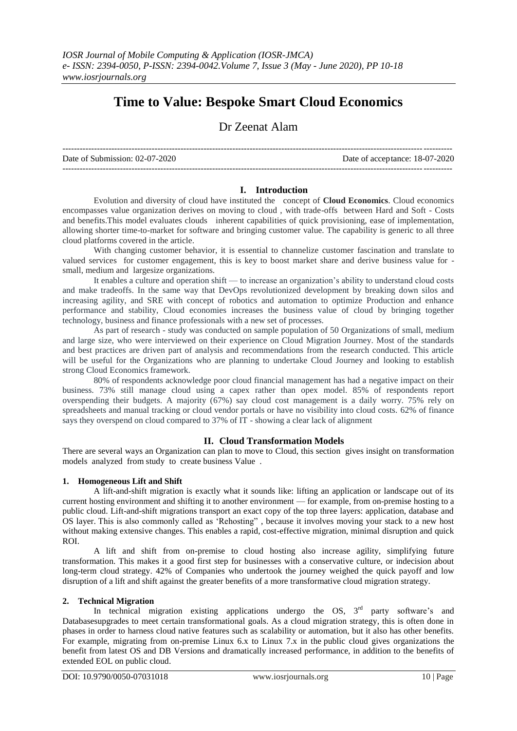# Time to Value: Bespoke Smart Cloud Economics

Dr Zeenat Alam

---

Date of Submission: 02-07-2020 Date of acceptance: 18-07-2020

---

## I. Introduction

Evolution and diversity of cloud have instituted the concept of **Cloud Economics**. Cloud economics encompasses value organization derives on moving to cloud , with trade-offs between Hard and Soft - Costs and benefits.This model evaluates clouds inherent capabilities of quick provisioning, ease of implementation, allowing shorter time-to-market for software and bringing customer value. The capability is generic to all three cloud platforms covered in the article.

With changing customer behavior, it is essential to channelize customer fascination and translate to valued services for customer engagement, this is key to boost market share and derive business value for - small, medium and largesize organizations.

It enables a culture and operation shift — to increase an organization's ability to understand cloud costs and make tradeoffs. In the same way that DevOps revolutionized development by breaking down silos and increasing agility, and SRE with concept of robotics and automation to optimize Production and enhance performance and stability, Cloud economies increases the business value of cloud by bringing together technology, business and finance professionals with a new set of processes.

As part of research - study was conducted on sample population of 50 Organizations of small, medium and large size, who were interviewed on their experience on Cloud Migration Journey. Most of the standards and best practices are driven part of analysis and recommendations from the research conducted. This article will be useful for the Organizations who are planning to undertake Cloud Journey and looking to establish strong Cloud Economics framework.

80% of respondents acknowledge poor cloud financial management has had a negative impact on their business. 73% still manage cloud using a capex rather than opex model. 85% of respondents report overspending their budgets. A majority (67%) say cloud cost management is a daily worry. 75% rely on spreadsheets and manual tracking or cloud vendor portals or have no visibility into cloud costs. 62% of finance says they overspend on cloud compared to 37% of IT - showing a clear lack of alignment

## II. Cloud Transformation Models

There are several ways an Organization can plan to move to Cloud, this section gives insight on transformation models analyzed from study to create business Value .

### 1. Homogeneous Lift and Shift

A lift-and-shift migration is exactly what it sounds like: lifting an application or landscape out of its current hosting environment and shifting it to another environment — for example, from on-premise hosting to a public cloud. Lift-and-shift migrations transport an exact copy of the top three layers: application, database and OS layer. This is also commonly called as 'Rehosting" , because it involves moving your stack to a new host without making extensive changes. This enables a rapid, cost-effective migration, minimal disruption and quick ROI.

A lift and shift from on-premise to cloud hosting also increase agility, simplifying future transformation. This makes it a good first step for businesses with a conservative culture, or indecision about long-term cloud strategy. 42% of Companies who undertook the journey weighed the quick payoff and low disruption of a lift and shift against the greater benefits of a more transformative cloud migration strategy.

### 2. Technical Migration

In technical migration existing applications undergo the OS, 3rd party software's and Databasesupgrades to meet certain transformational goals. As a cloud migration strategy, this is often done in phases in order to harness cloud native features such as scalability or automation, but it also has other benefits. For example, migrating from on-premise Linux 6.x to Linux 7.x in the public cloud gives organizations the benefit from latest OS and DB Versions and dramatically increased performance, in addition to the benefits of extended EOL on public cloud.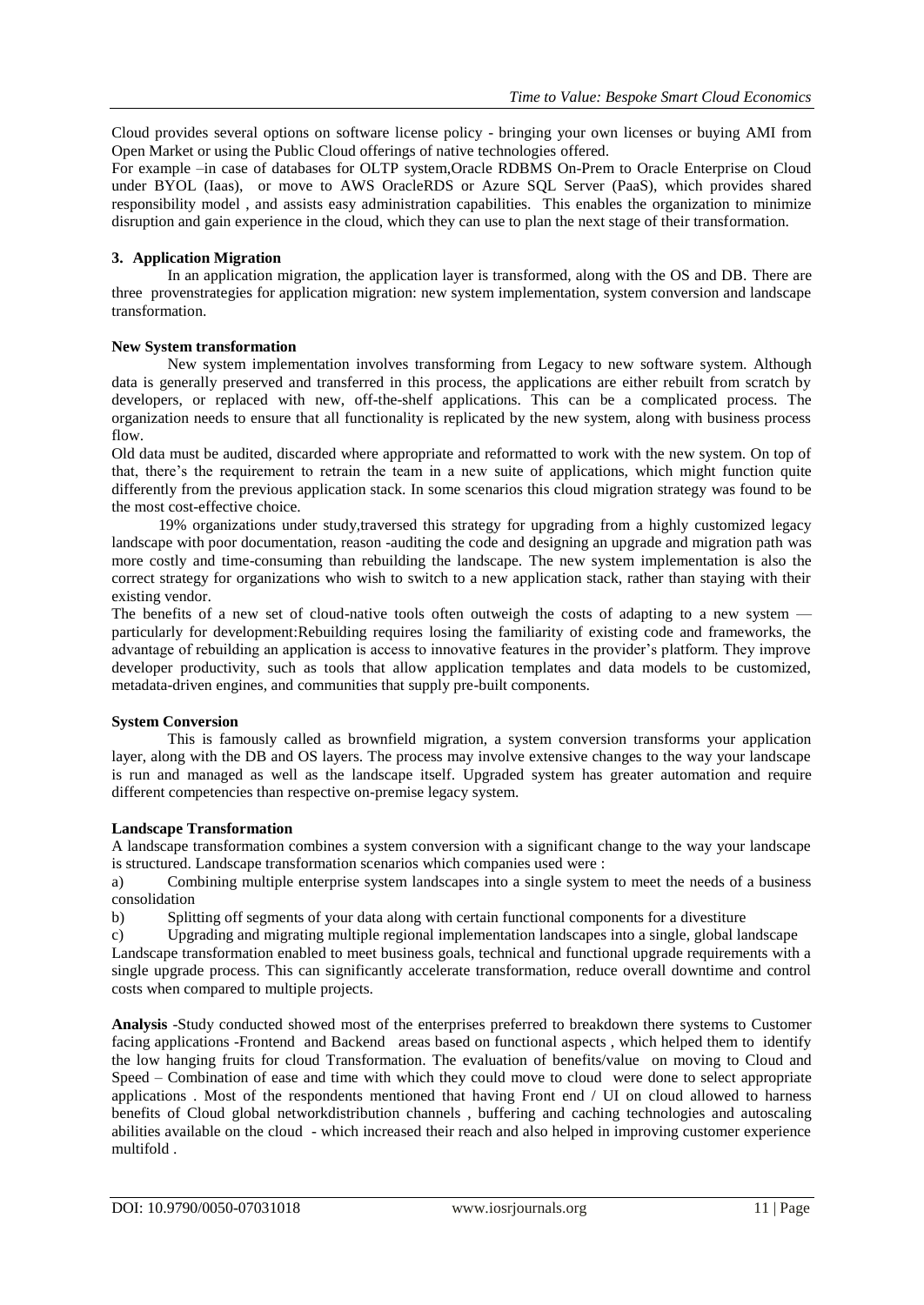Cloud provides several options on software license policy - bringing your own licenses or buying AMI from Open Market or using the Public Cloud offerings of native technologies offered.

For example –in case of databases for OLTP system,Oracle RDBMS On-Prem to Oracle Enterprise on Cloud under BYOL (Iaas), or move to AWS OracleRDS or Azure SQL Server (PaaS), which provides shared responsibility model , and assists easy administration capabilities. This enables the organization to minimize disruption and gain experience in the cloud, which they can use to plan the next stage of their transformation.

### 3. Application Migration

In an application migration, the application layer is transformed, along with the OS and DB. There are three provenstrategies for application migration: new system implementation, system conversion and landscape transformation.

#### New System transformation

New system implementation involves transforming from Legacy to new software system. Although data is generally preserved and transferred in this process, the applications are either rebuilt from scratch by developers, or replaced with new, off-the-shelf applications. This can be a complicated process. The organization needs to ensure that all functionality is replicated by the new system, along with business process flow.

Old data must be audited, discarded where appropriate and reformatted to work with the new system. On top of that, there's the requirement to retrain the team in a new suite of applications, which might function quite differently from the previous application stack. In some scenarios this cloud migration strategy was found to be the most cost-effective choice.

19% organizations under study,traversed this strategy for upgrading from a highly customized legacy landscape with poor documentation, reason -auditing the code and designing an upgrade and migration path was more costly and time-consuming than rebuilding the landscape. The new system implementation is also the correct strategy for organizations who wish to switch to a new application stack, rather than staying with their existing vendor.

The benefits of a new set of cloud-native tools often outweigh the costs of adapting to a new system — particularly for development:Rebuilding requires losing the familiarity of existing code and frameworks, the advantage of rebuilding an application is access to innovative features in the provider's platform. They improve developer productivity, such as tools that allow application templates and data models to be customized, metadata-driven engines, and communities that supply pre-built components.

#### System Conversion

This is famously called as brownfield migration, a system conversion transforms your application layer, along with the DB and OS layers. The process may involve extensive changes to the way your landscape is run and managed as well as the landscape itself. Upgraded system has greater automation and require different competencies than respective on-premise legacy system.

#### Landscape Transformation

A landscape transformation combines a system conversion with a significant change to the way your landscape is structured. Landscape transformation scenarios which companies used were :

a) Combining multiple enterprise system landscapes into a single system to meet the needs of a business consolidation

b) Splitting off segments of your data along with certain functional components for a divestiture

c) Upgrading and migrating multiple regional implementation landscapes into a single, global landscape

Landscape transformation enabled to meet business goals, technical and functional upgrade requirements with a single upgrade process. This can significantly accelerate transformation, reduce overall downtime and control costs when compared to multiple projects.

**Analysis** -Study conducted showed most of the enterprises preferred to breakdown there systems to Customer facing applications -Frontend and Backend areas based on functional aspects , which helped them to identify the low hanging fruits for cloud Transformation. The evaluation of benefits/value on moving to Cloud and Speed – Combination of ease and time with which they could move to cloud were done to select appropriate applications . Most of the respondents mentioned that having Front end / UI on cloud allowed to harness benefits of Cloud global networkdistribution channels , buffering and caching technologies and autoscaling abilities available on the cloud - which increased their reach and also helped in improving customer experience multifold .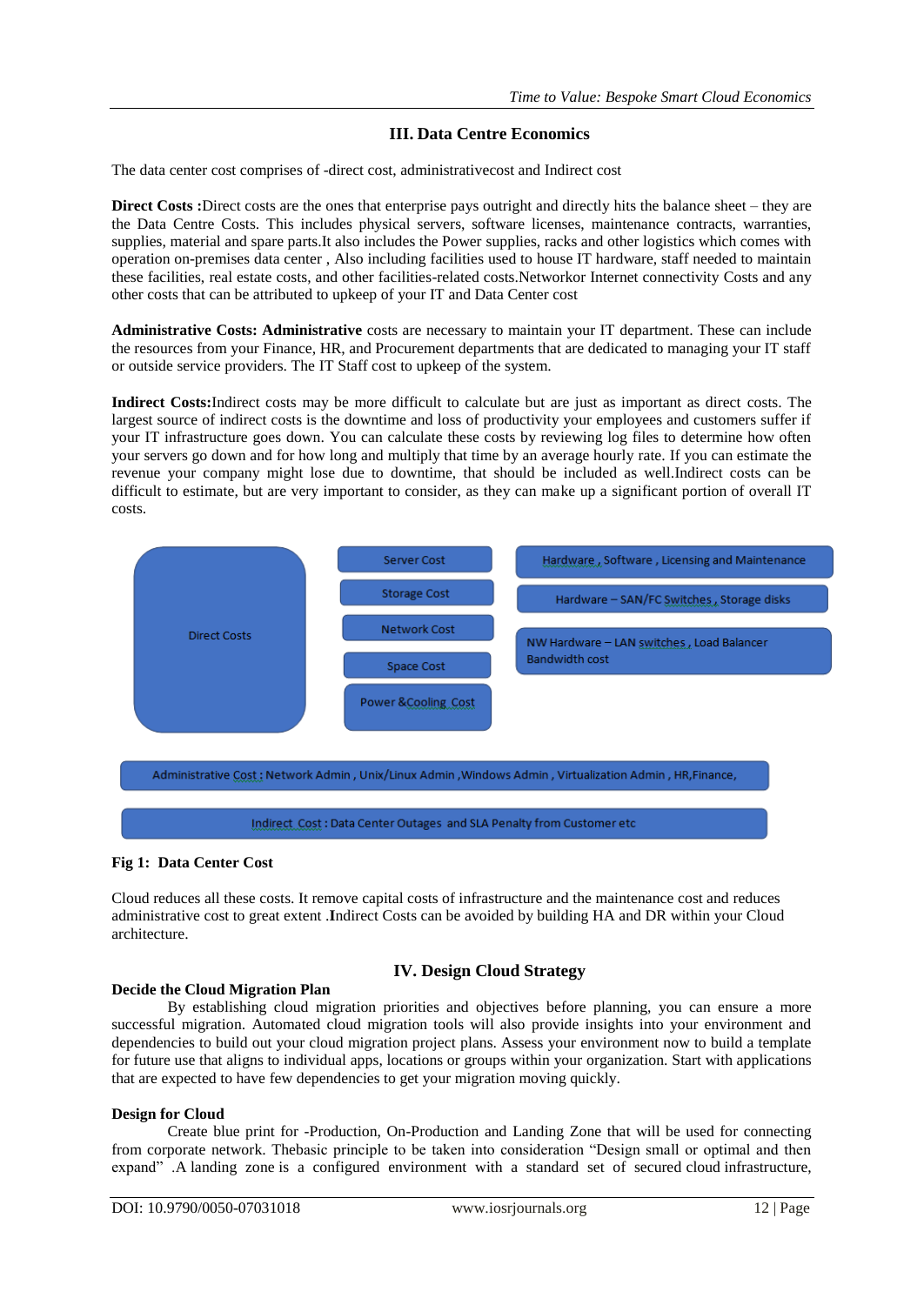## III. Data Centre Economics

The data center cost comprises of -direct cost, administrativecost and Indirect cost

**Direct Costs :**Direct costs are the ones that enterprise pays outright and directly hits the balance sheet – they are the Data Centre Costs. This includes physical servers, software licenses, maintenance contracts, warranties, supplies, material and spare parts.It also includes the Power supplies, racks and other logistics which comes with operation on-premises data center , Also including facilities used to house IT hardware, staff needed to maintain these facilities, real estate costs, and other facilities-related costs.Networkor Internet connectivity Costs and any other costs that can be attributed to upkeep of your IT and Data Center cost

**Administrative Costs: Administrative** costs are necessary to maintain your IT department. These can include the resources from your Finance, HR, and Procurement departments that are dedicated to managing your IT staff or outside service providers. The IT Staff cost to upkeep of the system.

**Indirect Costs:**Indirect costs may be more difficult to calculate but are just as important as direct costs. The largest source of indirect costs is the downtime and loss of productivity your employees and customers suffer if your IT infrastructure goes down. You can calculate these costs by reviewing log files to determine how often your servers go down and for how long and multiply that time by an average hourly rate. If you can estimate the revenue your company might lose due to downtime, that should be included as well.Indirect costs can be difficult to estimate, but are very important to consider, as they can make up a significant portion of overall IT costs.

Direct Costs

- Server Cost – Hardware , Software , Licensing and Maintenance
- Storage Cost – Hardware – SAN/FC Switches , Storage disks
- Network Cost – NW Hardware – LAN switches , Load Balancer Bandwidth cost
- Space Cost
- Power &Cooling Cost

Administrative Cost : Network Admin , Unix/Linux Admin ,Windows Admin , Virtualization Admin , HR,Finance,

Indirect Cost : Data Center Outages and SLA Penalty from Customer etc

**Fig 1: Data Center Cost**

Cloud reduces all these costs. It remove capital costs of infrastructure and the maintenance cost and reduces administrative cost to great extent .**I**ndirect Costs can be avoided by building HA and DR within your Cloud architecture.

## IV. Design Cloud Strategy

**Decide the Cloud Migration Plan**

By establishing cloud migration priorities and objectives before planning, you can ensure a more successful migration. Automated cloud migration tools will also provide insights into your environment and dependencies to build out your cloud migration project plans. Assess your environment now to build a template for future use that aligns to individual apps, locations or groups within your organization. Start with applications that are expected to have few dependencies to get your migration moving quickly.

**Design for Cloud**

Create blue print for -Production, On-Production and Landing Zone that will be used for connecting from corporate network. Thebasic principle to be taken into consideration "Design small or optimal and then expand" .A landing zone is a configured environment with a standard set of secured cloud infrastructure,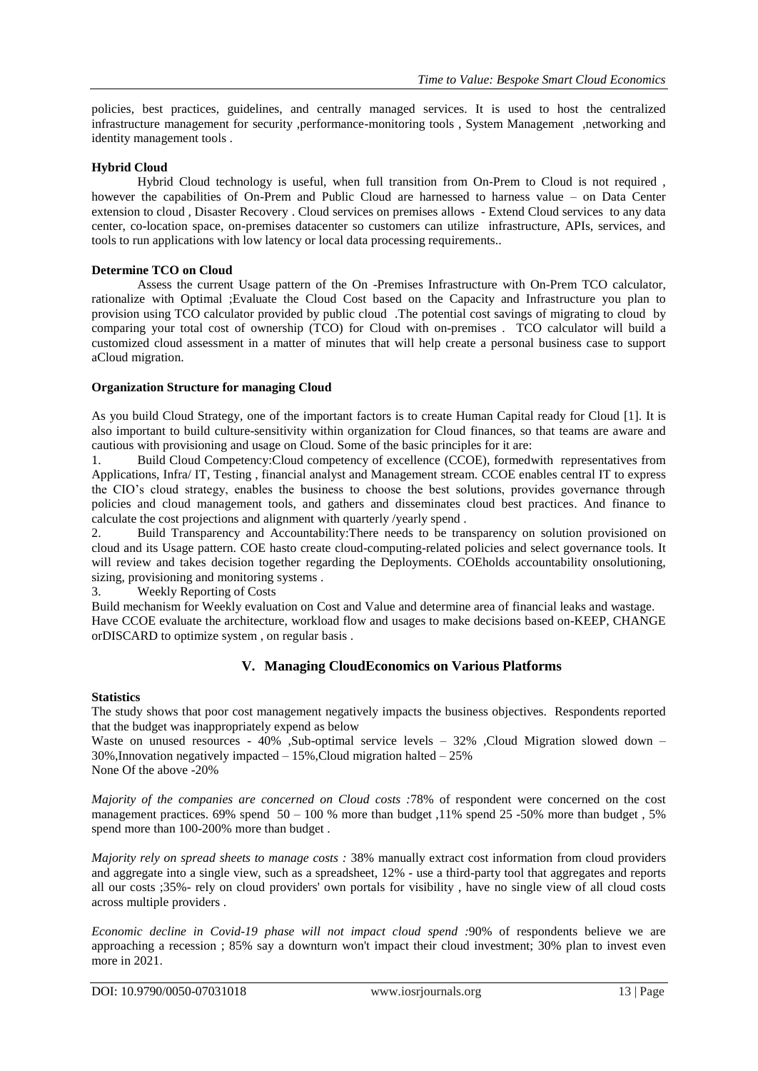policies, best practices, guidelines, and centrally managed services. It is used to host the centralized infrastructure management for security ,performance-monitoring tools , System Management ,networking and identity management tools .

**Hybrid Cloud**

Hybrid Cloud technology is useful, when full transition from On-Prem to Cloud is not required , however the capabilities of On-Prem and Public Cloud are harnessed to harness value – on Data Center extension to cloud , Disaster Recovery . Cloud services on premises allows - Extend Cloud services to any data center, co-location space, on-premises datacenter so customers can utilize infrastructure, APIs, services, and tools to run applications with low latency or local data processing requirements..

**Determine TCO on Cloud**

Assess the current Usage pattern of the On -Premises Infrastructure with On-Prem TCO calculator, rationalize with Optimal ;Evaluate the Cloud Cost based on the Capacity and Infrastructure you plan to provision using TCO calculator provided by public cloud .The potential cost savings of migrating to cloud by comparing your total cost of ownership (TCO) for Cloud with on-premises . TCO calculator will build a customized cloud assessment in a matter of minutes that will help create a personal business case to support aCloud migration.

**Organization Structure for managing Cloud**

As you build Cloud Strategy, one of the important factors is to create Human Capital ready for Cloud [1]. It is also important to build culture-sensitivity within organization for Cloud finances, so that teams are aware and cautious with provisioning and usage on Cloud. Some of the basic principles for it are:

1. Build Cloud Competency:Cloud competency of excellence (CCOE), formedwith representatives from Applications, Infra/ IT, Testing , financial analyst and Management stream. CCOE enables central IT to express the CIO's cloud strategy, enables the business to choose the best solutions, provides governance through policies and cloud management tools, and gathers and disseminates cloud best practices. And finance to calculate the cost projections and alignment with quarterly /yearly spend .
2. Build Transparency and Accountability:There needs to be transparency on solution provisioned on cloud and its Usage pattern. COE hasto create cloud-computing-related policies and select governance tools. It will review and takes decision together regarding the Deployments. COEholds accountability onsolutioning, sizing, provisioning and monitoring systems .
3. Weekly Reporting of Costs

Build mechanism for Weekly evaluation on Cost and Value and determine area of financial leaks and wastage. Have CCOE evaluate the architecture, workload flow and usages to make decisions based on-KEEP, CHANGE orDISCARD to optimize system , on regular basis .

## V. Managing CloudEconomics on Various Platforms

**Statistics**

The study shows that poor cost management negatively impacts the business objectives. Respondents reported that the budget was inappropriately expend as below

Waste on unused resources - 40% ,Sub-optimal service levels – 32% ,Cloud Migration slowed down – 30%,Innovation negatively impacted – 15%,Cloud migration halted – 25%
None Of the above -20%

*Majority of the companies are concerned on Cloud costs :*78% of respondent were concerned on the cost management practices. 69% spend 50 – 100 % more than budget ,11% spend 25 -50% more than budget , 5% spend more than 100-200% more than budget .

*Majority rely on spread sheets to manage costs :* 38% manually extract cost information from cloud providers and aggregate into a single view, such as a spreadsheet, 12% - use a third-party tool that aggregates and reports all our costs ;35%- rely on cloud providers' own portals for visibility , have no single view of all cloud costs across multiple providers .

*Economic decline in Covid-19 phase will not impact cloud spend :*90% of respondents believe we are approaching a recession ; 85% say a downturn won't impact their cloud investment; 30% plan to invest even more in 2021.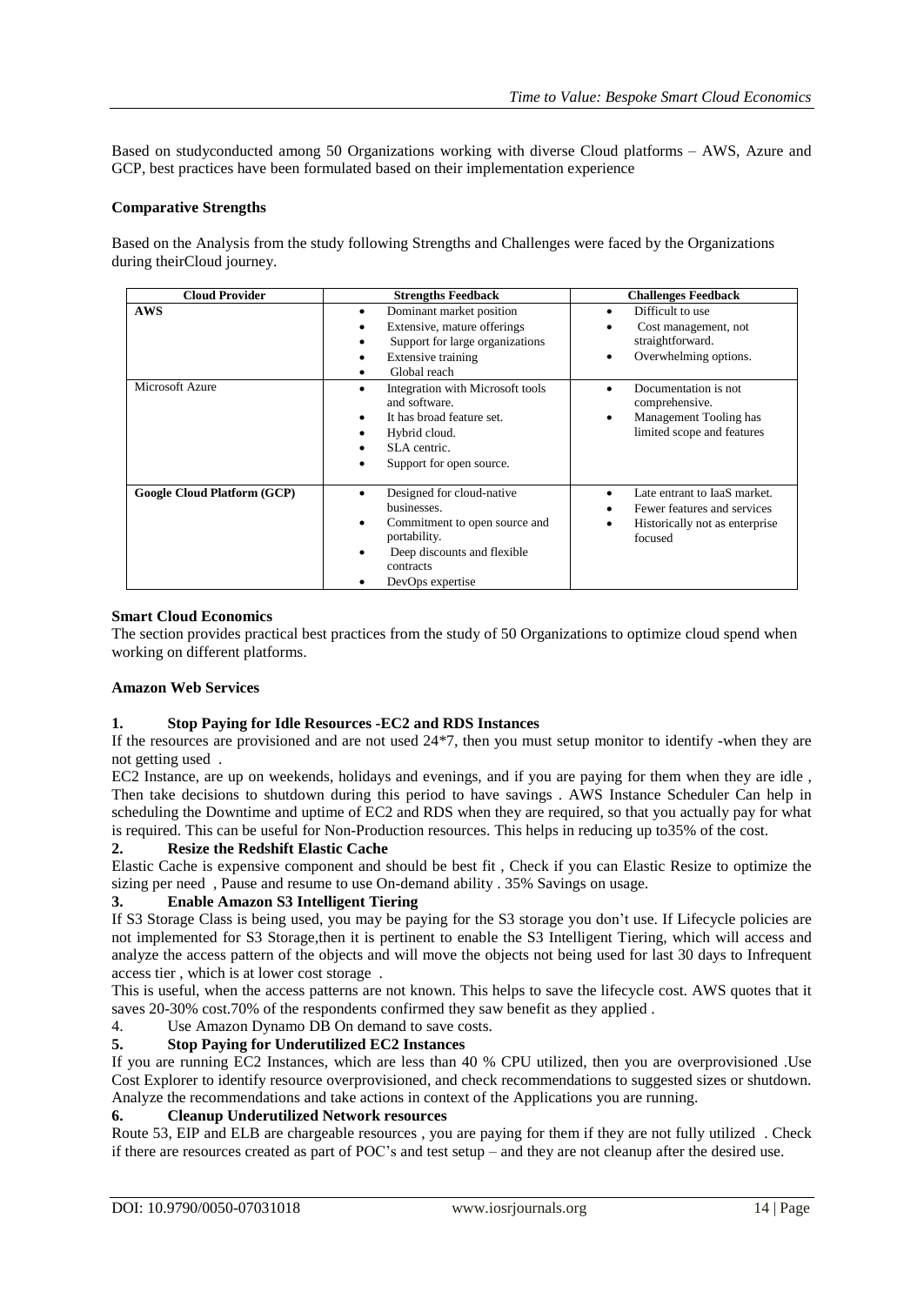Based on studyconducted among 50 Organizations working with diverse Cloud platforms – AWS, Azure and GCP, best practices have been formulated based on their implementation experience

**Comparative Strengths**

Based on the Analysis from the study following Strengths and Challenges were faced by the Organizations during theirCloud journey.

| Cloud Provider | Strengths Feedback | Challenges Feedback |
|---|---|---|
| **AWS** | • Dominant market position<br>• Extensive, mature offerings<br>• Support for large organizations<br>• Extensive training<br>• Global reach | • Difficult to use<br>• Cost management, not straightforward.<br>• Overwhelming options. |
| Microsoft Azure | • Integration with Microsoft tools and software.<br>• It has broad feature set.<br>• Hybrid cloud.<br>• SLA centric.<br>• Support for open source. | • Documentation is not comprehensive.<br>• Management Tooling has limited scope and features |
| **Google Cloud Platform (GCP)** | • Designed for cloud-native businesses.<br>• Commitment to open source and portability.<br>• Deep discounts and flexible contracts<br>• DevOps expertise | • Late entrant to IaaS market.<br>• Fewer features and services<br>• Historically not as enterprise focused |

**Smart Cloud Economics**

The section provides practical best practices from the study of 50 Organizations to optimize cloud spend when working on different platforms.

**Amazon Web Services**

**1. Stop Paying for Idle Resources -EC2 and RDS Instances**

If the resources are provisioned and are not used 24*7, then you must setup monitor to identify -when they are not getting used .

EC2 Instance, are up on weekends, holidays and evenings, and if you are paying for them when they are idle , Then take decisions to shutdown during this period to have savings . AWS Instance Scheduler Can help in scheduling the Downtime and uptime of EC2 and RDS when they are required, so that you actually pay for what is required. This can be useful for Non-Production resources. This helps in reducing up to35% of the cost.

**2. Resize the Redshift Elastic Cache**

Elastic Cache is expensive component and should be best fit , Check if you can Elastic Resize to optimize the sizing per need , Pause and resume to use On-demand ability . 35% Savings on usage.

**3. Enable Amazon S3 Intelligent Tiering**

If S3 Storage Class is being used, you may be paying for the S3 storage you don't use. If Lifecycle policies are not implemented for S3 Storage,then it is pertinent to enable the S3 Intelligent Tiering, which will access and analyze the access pattern of the objects and will move the objects not being used for last 30 days to Infrequent access tier , which is at lower cost storage .

This is useful, when the access patterns are not known. This helps to save the lifecycle cost. AWS quotes that it saves 20-30% cost.70% of the respondents confirmed they saw benefit as they applied .

4. Use Amazon Dynamo DB On demand to save costs.

**5. Stop Paying for Underutilized EC2 Instances**

If you are running EC2 Instances, which are less than 40 % CPU utilized, then you are overprovisioned .Use Cost Explorer to identify resource overprovisioned, and check recommendations to suggested sizes or shutdown. Analyze the recommendations and take actions in context of the Applications you are running.

**6. Cleanup Underutilized Network resources**

Route 53, EIP and ELB are chargeable resources , you are paying for them if they are not fully utilized . Check if there are resources created as part of POC's and test setup – and they are not cleanup after the desired use.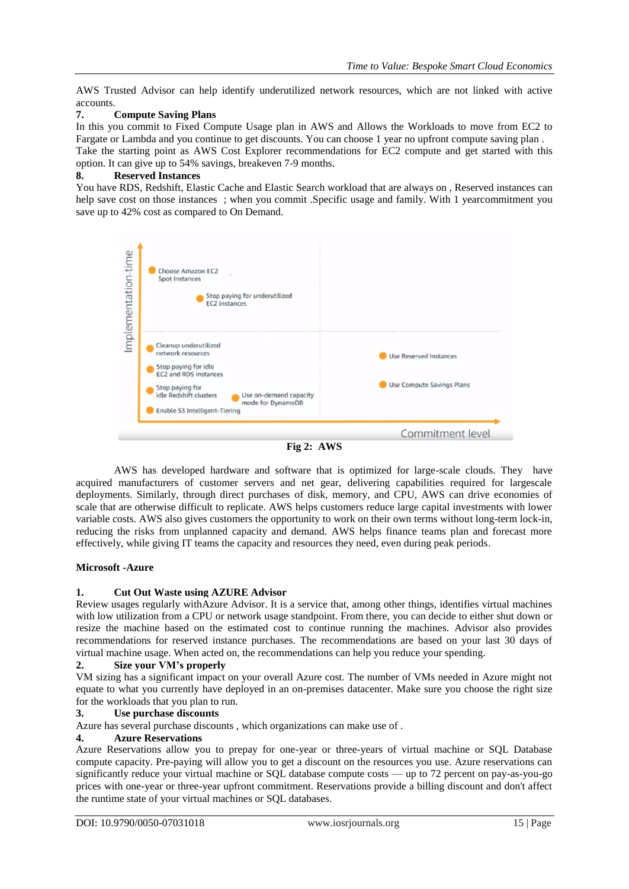AWS Trusted Advisor can help identify underutilized network resources, which are not linked with active accounts.

**7. Compute Saving Plans**

In this you commit to Fixed Compute Usage plan in AWS and Allows the Workloads to move from EC2 to Fargate or Lambda and you continue to get discounts. You can choose 1 year no upfront compute saving plan . Take the starting point as AWS Cost Explorer recommendations for EC2 compute and get started with this option. It can give up to 54% savings, breakeven 7-9 months.

**8. Reserved Instances**

You have RDS, Redshift, Elastic Cache and Elastic Search workload that are always on , Reserved instances can help save cost on those instances ; when you commit .Specific usage and family. With 1 yearcommitment you save up to 42% cost as compared to On Demand.

**Fig 2: AWS**

AWS has developed hardware and software that is optimized for large-scale clouds. They have acquired manufacturers of customer servers and net gear, delivering capabilities required for largescale deployments. Similarly, through direct purchases of disk, memory, and CPU, AWS can drive economies of scale that are otherwise difficult to replicate. AWS helps customers reduce large capital investments with lower variable costs. AWS also gives customers the opportunity to work on their own terms without long-term lock-in, reducing the risks from unplanned capacity and demand. AWS helps finance teams plan and forecast more effectively, while giving IT teams the capacity and resources they need, even during peak periods.

**Microsoft -Azure**

**1. Cut Out Waste using AZURE Advisor**

Review usages regularly withAzure Advisor. It is a service that, among other things, identifies virtual machines with low utilization from a CPU or network usage standpoint. From there, you can decide to either shut down or resize the machine based on the estimated cost to continue running the machines. Advisor also provides recommendations for reserved instance purchases. The recommendations are based on your last 30 days of virtual machine usage. When acted on, the recommendations can help you reduce your spending.

**2. Size your VM's properly**

VM sizing has a significant impact on your overall Azure cost. The number of VMs needed in Azure might not equate to what you currently have deployed in an on-premises datacenter. Make sure you choose the right size for the workloads that you plan to run.

**3. Use purchase discounts**

Azure has several purchase discounts , which organizations can make use of .

**4. Azure Reservations**

Azure Reservations allow you to prepay for one-year or three-years of virtual machine or SQL Database compute capacity. Pre-paying will allow you to get a discount on the resources you use. Azure reservations can significantly reduce your virtual machine or SQL database compute costs — up to 72 percent on pay-as-you-go prices with one-year or three-year upfront commitment. Reservations provide a billing discount and don't affect the runtime state of your virtual machines or SQL databases.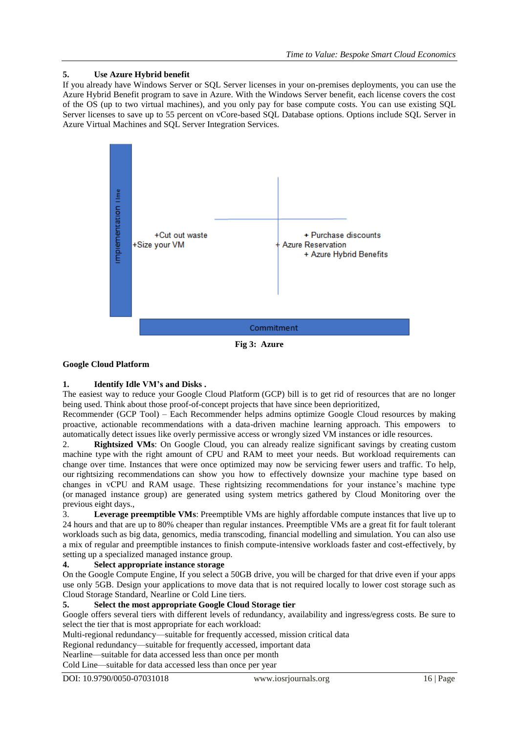**5. Use Azure Hybrid benefit**

If you already have Windows Server or SQL Server licenses in your on-premises deployments, you can use the Azure Hybrid Benefit program to save in Azure. With the Windows Server benefit, each license covers the cost of the OS (up to two virtual machines), and you only pay for base compute costs. You can use existing SQL Server licenses to save up to 55 percent on vCore-based SQL Database options. Options include SQL Server in Azure Virtual Machines and SQL Server Integration Services.

Implementation Time

+Cut out waste
+Size your VM

+ Purchase discounts
+ Azure Reservation
+ Azure Hybrid Benefits

Commitment

**Fig 3: Azure**

**Google Cloud Platform**

**1. Identify Idle VM's and Disks .**

The easiest way to reduce your Google Cloud Platform (GCP) bill is to get rid of resources that are no longer being used. Think about those proof-of-concept projects that have since been deprioritized,

Recommender (GCP Tool) – Each Recommender helps admins optimize Google Cloud resources by making proactive, actionable recommendations with a data-driven machine learning approach. This empowers to automatically detect issues like overly permissive access or wrongly sized VM instances or idle resources.

2. **Rightsized VMs**: On Google Cloud, you can already realize significant savings by creating custom machine type with the right amount of CPU and RAM to meet your needs. But workload requirements can change over time. Instances that were once optimized may now be servicing fewer users and traffic. To help, our rightsizing recommendations can show you how to effectively downsize your machine type based on changes in vCPU and RAM usage. These rightsizing recommendations for your instance's machine type (or managed instance group) are generated using system metrics gathered by Cloud Monitoring over the previous eight days.,

3. **Leverage preemptible VMs**: Preemptible VMs are highly affordable compute instances that live up to 24 hours and that are up to 80% cheaper than regular instances. Preemptible VMs are a great fit for fault tolerant workloads such as big data, genomics, media transcoding, financial modelling and simulation. You can also use a mix of regular and preemptible instances to finish compute-intensive workloads faster and cost-effectively, by setting up a specialized managed instance group.

**4. Select appropriate instance storage**

On the Google Compute Engine, If you select a 50GB drive, you will be charged for that drive even if your apps use only 5GB. Design your applications to move data that is not required locally to lower cost storage such as Cloud Storage Standard, Nearline or Cold Line tiers.

**5. Select the most appropriate Google Cloud Storage tier**

Google offers several tiers with different levels of redundancy, availability and ingress/egress costs. Be sure to select the tier that is most appropriate for each workload:

Multi-regional redundancy—suitable for frequently accessed, mission critical data

Regional redundancy—suitable for frequently accessed, important data

Nearline—suitable for data accessed less than once per month

Cold Line—suitable for data accessed less than once per year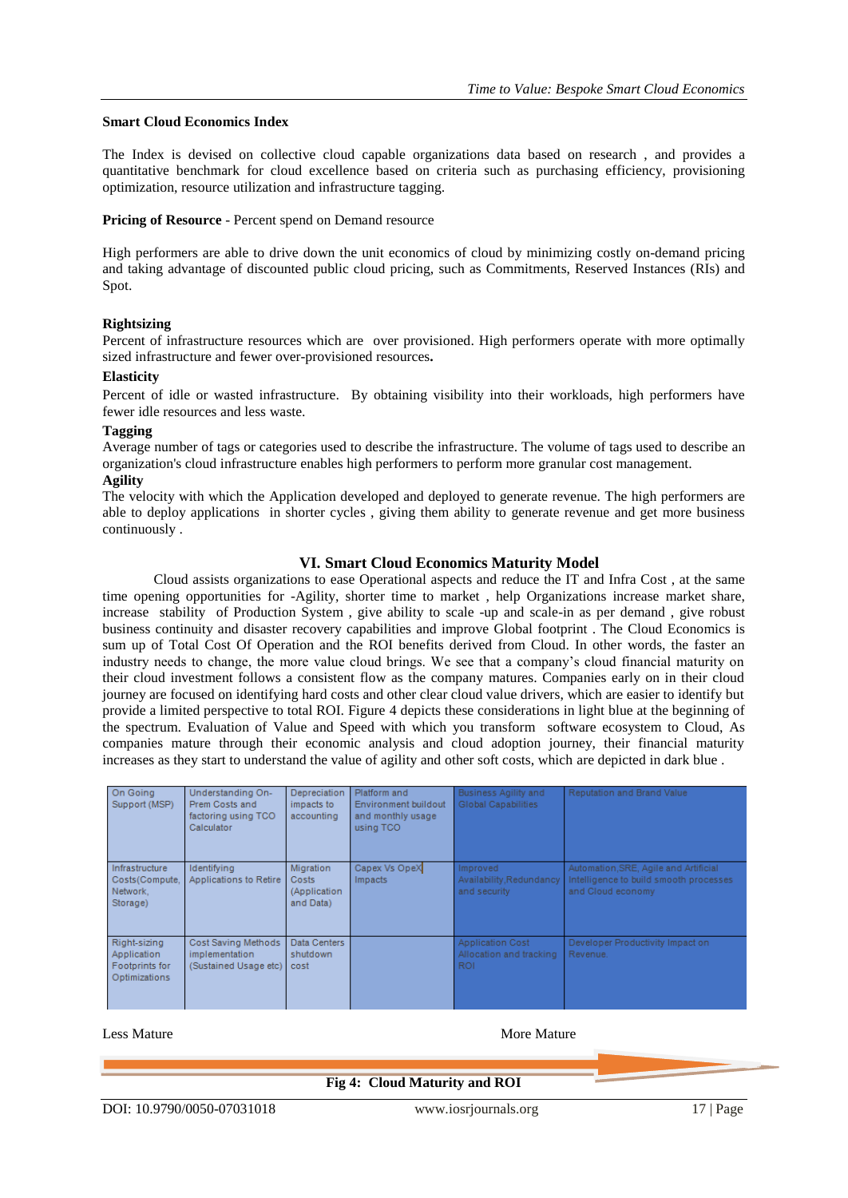**Smart Cloud Economics Index**

The Index is devised on collective cloud capable organizations data based on research , and provides a quantitative benchmark for cloud excellence based on criteria such as purchasing efficiency, provisioning optimization, resource utilization and infrastructure tagging.

**Pricing of Resource** - Percent spend on Demand resource

High performers are able to drive down the unit economics of cloud by minimizing costly on-demand pricing and taking advantage of discounted public cloud pricing, such as Commitments, Reserved Instances (RIs) and Spot.

**Rightsizing**

Percent of infrastructure resources which are over provisioned. High performers operate with more optimally sized infrastructure and fewer over-provisioned resources**.**

**Elasticity**

Percent of idle or wasted infrastructure. By obtaining visibility into their workloads, high performers have fewer idle resources and less waste.

**Tagging**

Average number of tags or categories used to describe the infrastructure. The volume of tags used to describe an organization's cloud infrastructure enables high performers to perform more granular cost management.

**Agility**

The velocity with which the Application developed and deployed to generate revenue. The high performers are able to deploy applications in shorter cycles , giving them ability to generate revenue and get more business continuously .

## VI. Smart Cloud Economics Maturity Model

Cloud assists organizations to ease Operational aspects and reduce the IT and Infra Cost , at the same time opening opportunities for -Agility, shorter time to market , help Organizations increase market share, increase stability of Production System , give ability to scale -up and scale-in as per demand , give robust business continuity and disaster recovery capabilities and improve Global footprint . The Cloud Economics is sum up of Total Cost Of Operation and the ROI benefits derived from Cloud. In other words, the faster an industry needs to change, the more value cloud brings. We see that a company's cloud financial maturity on their cloud investment follows a consistent flow as the company matures. Companies early on in their cloud journey are focused on identifying hard costs and other clear cloud value drivers, which are easier to identify but provide a limited perspective to total ROI. Figure 4 depicts these considerations in light blue at the beginning of the spectrum. Evaluation of Value and Speed with which you transform software ecosystem to Cloud, As companies mature through their economic analysis and cloud adoption journey, their financial maturity increases as they start to understand the value of agility and other soft costs, which are depicted in dark blue .

| | | | | | |
|---|---|---|---|---|---|
| On Going Support (MSP) | Understanding On-Prem Costs and factoring using TCO Calculator | Depreciation impacts to accounting | Platform and Environment buildout and monthly usage using TCO | Business Agility and Global Capabilities | Reputation and Brand Value |
| Infrastructure Costs(Compute, Network, Storage) | Identifying Applications to Retire | Migration Costs (Application and Data) | Capex Vs OpeX Impacts | Improved Availability,Redundancy and security | Automation,SRE, Agile and Artificial Intelligence to build smooth processes and Cloud economy |
| Right-sizing Application Footprints for Optimizations | Cost Saving Methods implementation (Sustained Usage etc) | Data Centers shutdown cost | | Application Cost Allocation and tracking ROI | Developer Productivity Impact on Revenue. |

Less Mature → More Mature

**Fig 4: Cloud Maturity and ROI**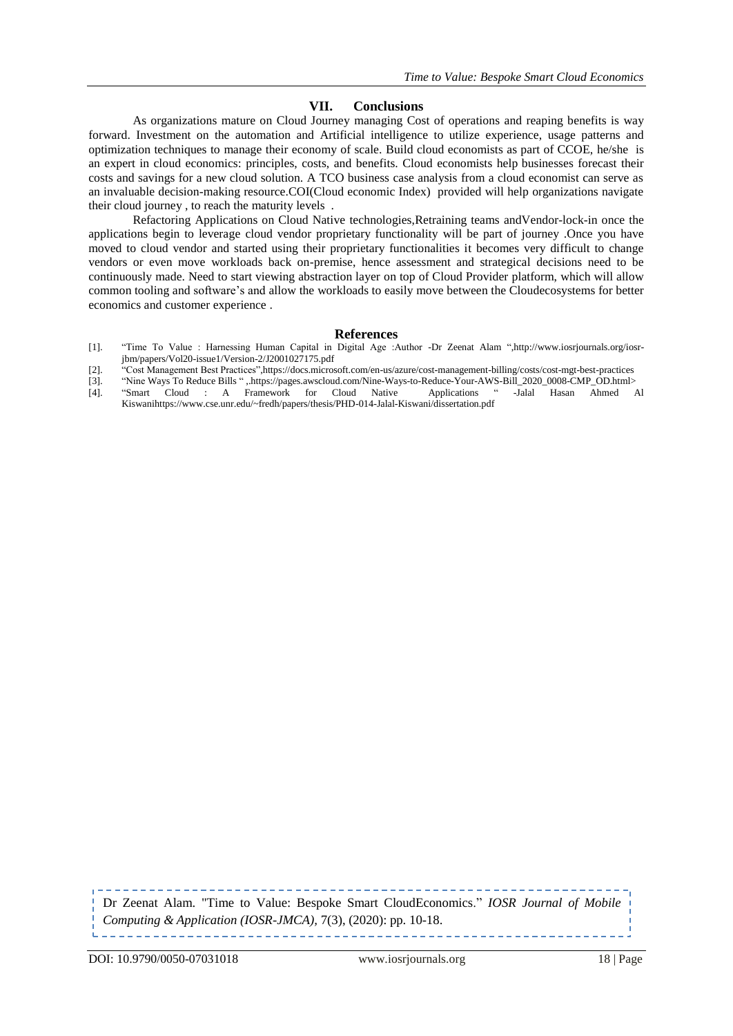## VII. Conclusions

As organizations mature on Cloud Journey managing Cost of operations and reaping benefits is way forward. Investment on the automation and Artificial intelligence to utilize experience, usage patterns and optimization techniques to manage their economy of scale. Build cloud economists as part of CCOE, he/she is an expert in cloud economics: principles, costs, and benefits. Cloud economists help businesses forecast their costs and savings for a new cloud solution. A TCO business case analysis from a cloud economist can serve as an invaluable decision-making resource.COI(Cloud economic Index) provided will help organizations navigate their cloud journey , to reach the maturity levels .

Refactoring Applications on Cloud Native technologies,Retraining teams andVendor-lock-in once the applications begin to leverage cloud vendor proprietary functionality will be part of journey .Once you have moved to cloud vendor and started using their proprietary functionalities it becomes very difficult to change vendors or even move workloads back on-premise, hence assessment and strategical decisions need to be continuously made. Need to start viewing abstraction layer on top of Cloud Provider platform, which will allow common tooling and software's and allow the workloads to easily move between the Cloudecosystems for better economics and customer experience .

## References

[1]. "Time To Value : Harnessing Human Capital in Digital Age :Author -Dr Zeenat Alam ",http://www.iosrjournals.org/iosr-jbm/papers/Vol20-issue1/Version-2/J2001027175.pdf

[2]. "Cost Management Best Practices",https://docs.microsoft.com/en-us/azure/cost-management-billing/costs/cost-mgt-best-practices

[3]. "Nine Ways To Reduce Bills " ,.https://pages.awscloud.com/Nine-Ways-to-Reduce-Your-AWS-Bill_2020_0008-CMP_OD.html>

[4]. "Smart Cloud : A Framework for Cloud Native Applications " -Jalal Hasan Ahmed Al Kiswanihttps://www.cse.unr.edu/~fredh/papers/thesis/PHD-014-Jalal-Kiswani/dissertation.pdf

Dr Zeenat Alam. "Time to Value: Bespoke Smart CloudEconomics." *IOSR Journal of Mobile Computing & Application (IOSR-JMCA)*, 7(3), (2020): pp. 10-18.